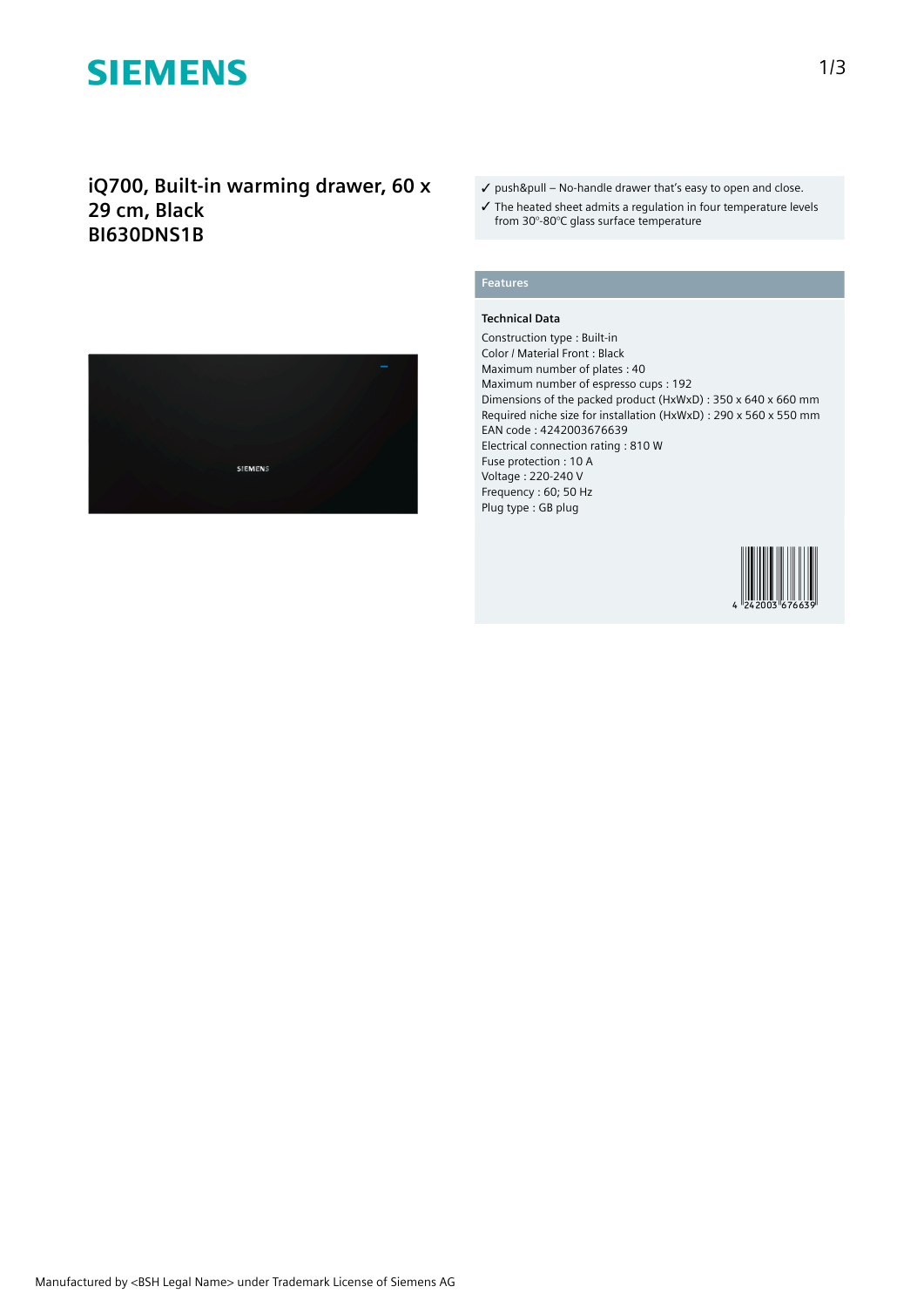# SIEMENS

## iQ700, Built-in warming drawer, 60 x 29 cm, Black
## BI630DNS1B

✓ push&pull – No-handle drawer that's easy to open and close.

✓ The heated sheet admits a regulation in four temperature levels from 30°-80°C glass surface temperature

### Features

**Technical Data**

Construction type : Built-in
Color / Material Front : Black
Maximum number of plates : 40
Maximum number of espresso cups : 192
Dimensions of the packed product (HxWxD) : 350 x 640 x 660 mm
Required niche size for installation (HxWxD) : 290 x 560 x 550 mm
EAN code : 4242003676639
Electrical connection rating : 810 W
Fuse protection : 10 A
Voltage : 220-240 V
Frequency : 60; 50 Hz
Plug type : GB plug

4 242003 676639

Manufactured by <BSH Legal Name> under Trademark License of Siemens AG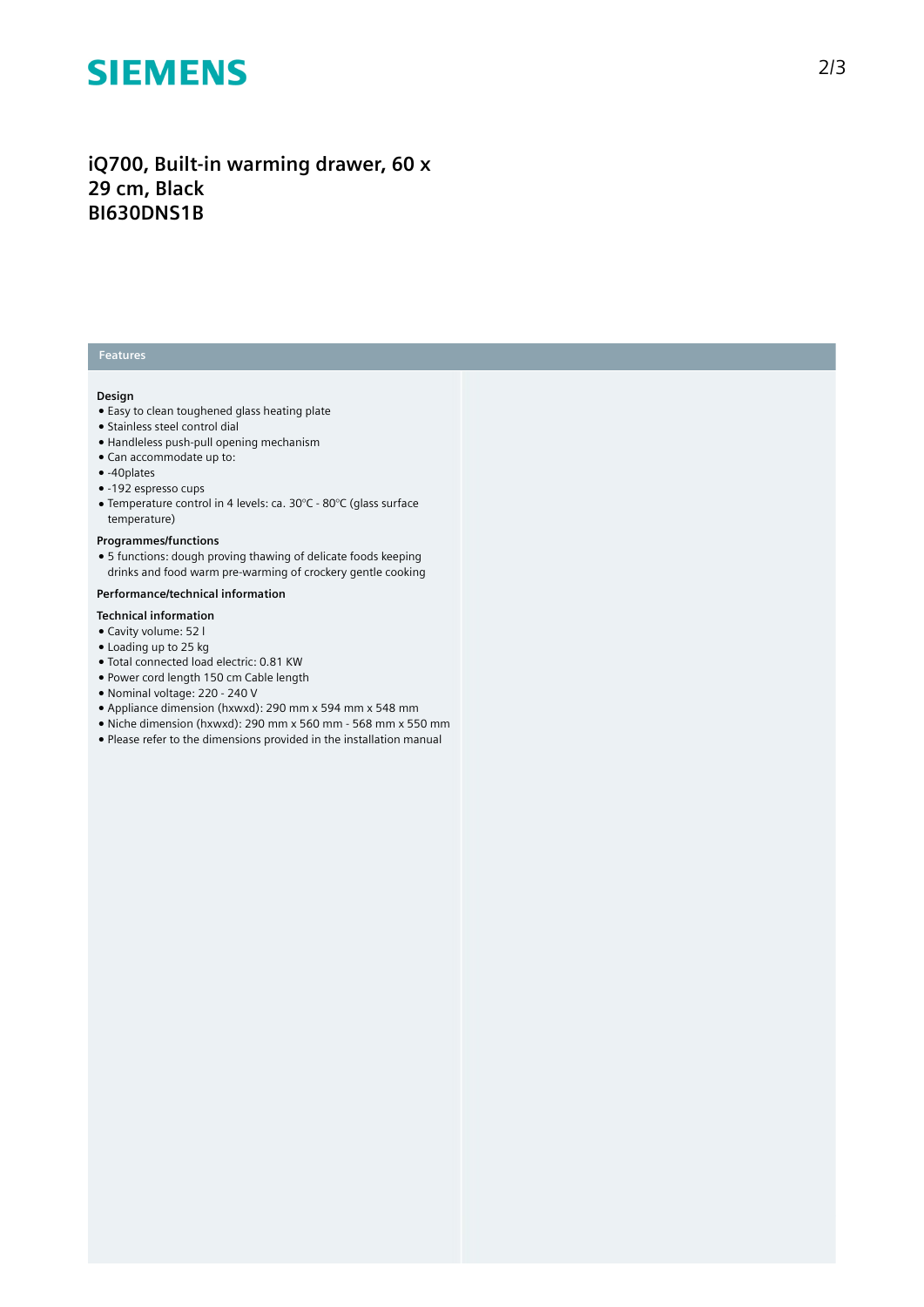# iQ700, Built-in warming drawer, 60 x 29 cm, Black
## BI630DNS1B

## Features

### Design

- Easy to clean toughened glass heating plate
- Stainless steel control dial
- Handleless push-pull opening mechanism
- Can accommodate up to:
- -40plates
- -192 espresso cups
- Temperature control in 4 levels: ca. 30°C - 80°C (glass surface temperature)

### Programmes/functions

- 5 functions: dough proving thawing of delicate foods keeping drinks and food warm pre-warming of crockery gentle cooking

### Performance/technical information

### Technical information

- Cavity volume: 52 l
- Loading up to 25 kg
- Total connected load electric: 0.81 KW
- Power cord length 150 cm Cable length
- Nominal voltage: 220 - 240 V
- Appliance dimension (hxwxd): 290 mm x 594 mm x 548 mm
- Niche dimension (hxwxd): 290 mm x 560 mm - 568 mm x 550 mm
- Please refer to the dimensions provided in the installation manual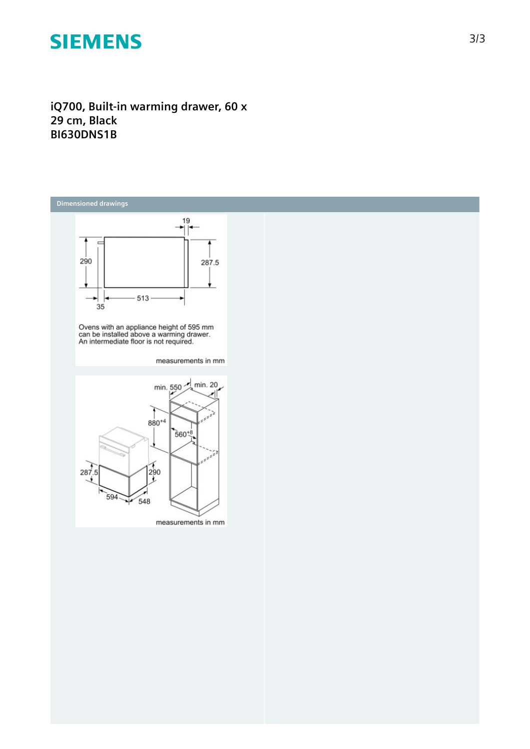# iQ700, Built-in warming drawer, 60 x 29 cm, Black
# BI630DNS1B

## Dimensioned drawings

19

290

287.5

513

35

Ovens with an appliance height of 595 mm can be installed above a warming drawer. An intermediate floor is not required.

measurements in mm

min. 550

min. 20

880$^{+4}$

560$^{+8}$

287.5

290

594

548

measurements in mm